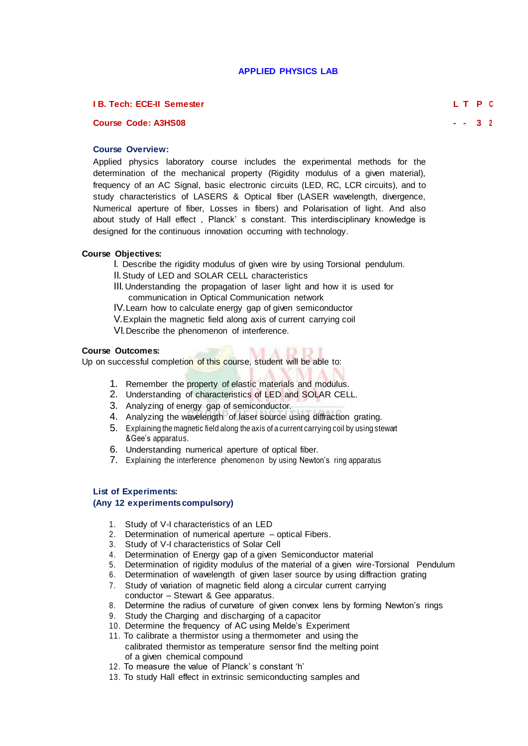# APPLIED PHYSICS LAB

**I B. Tech: ECE-II Semester** | **L T P C**

**Course Code: A3HS08** | **- - 3 2**

### Course Overview:

Applied physics laboratory course includes the experimental methods for the determination of the mechanical property (Rigidity modulus of a given material), frequency of an AC Signal, basic electronic circuits (LED, RC, LCR circuits), and to study characteristics of LASERS & Optical fiber (LASER wavelength, divergence, Numerical aperture of fiber, Losses in fibers) and Polarisation of light. And also about study of Hall effect , Planck' s constant. This interdisciplinary knowledge is designed for the continuous innovation occurring with technology.

### Course Objectives:

I. Describe the rigidity modulus of given wire by using Torsional pendulum.
II. Study of LED and SOLAR CELL characteristics
III. Understanding the propagation of laser light and how it is used for communication in Optical Communication network
IV. Learn how to calculate energy gap of given semiconductor
V. Explain the magnetic field along axis of current carrying coil
VI. Describe the phenomenon of interference.

### Course Outcomes:

Up on successful completion of this course, student will be able to:

1. Remember the property of elastic materials and modulus.
2. Understanding of characteristics of LED and SOLAR CELL.
3. Analyzing of energy gap of semiconductor.
4. Analyzing the wavelength of laser source using diffraction grating.
5. Explaining the magnetic field along the axis of a current carrying coil by using stewart &Gee's apparatus.
6. Understanding numerical aperture of optical fiber.
7. Explaining the interference phenomenon by using Newton's ring apparatus

### List of Experiments:
### (Any 12 experiments compulsory)

1. Study of V-I characteristics of an LED
2. Determination of numerical aperture – optical Fibers.
3. Study of V-I characteristics of Solar Cell
4. Determination of Energy gap of a given Semiconductor material
5. Determination of rigidity modulus of the material of a given wire-Torsional Pendulum
6. Determination of wavelength of given laser source by using diffraction grating
7. Study of variation of magnetic field along a circular current carrying conductor – Stewart & Gee apparatus.
8. Determine the radius of curvature of given convex lens by forming Newton's rings
9. Study the Charging and discharging of a capacitor
10. Determine the frequency of AC using Melde's Experiment
11. To calibrate a thermistor using a thermometer and using the calibrated thermistor as temperature sensor find the melting point of a given chemical compound
12. To measure the value of Planck' s constant 'h'
13. To study Hall effect in extrinsic semiconducting samples and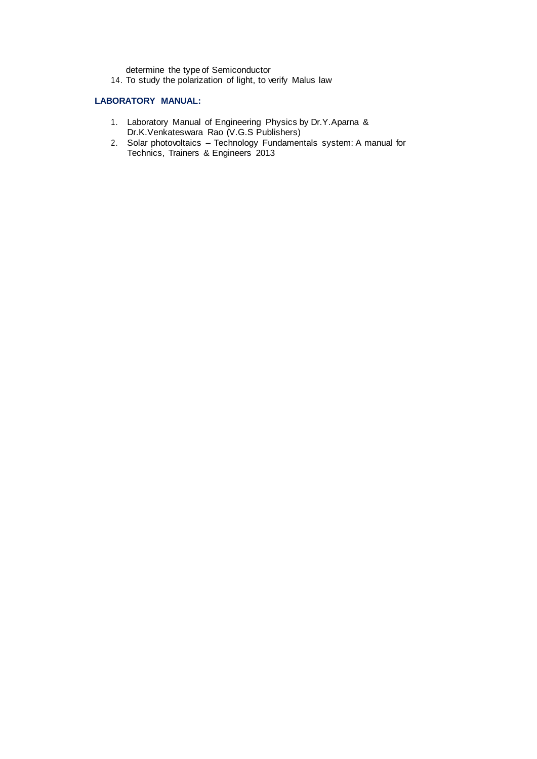determine the type of Semiconductor

14. To study the polarization of light, to verify Malus law

**LABORATORY MANUAL:**

1. Laboratory Manual of Engineering Physics by Dr.Y.Aparna & Dr.K.Venkateswara Rao (V.G.S Publishers)
2. Solar photovoltaics – Technology Fundamentals system: A manual for Technics, Trainers & Engineers 2013